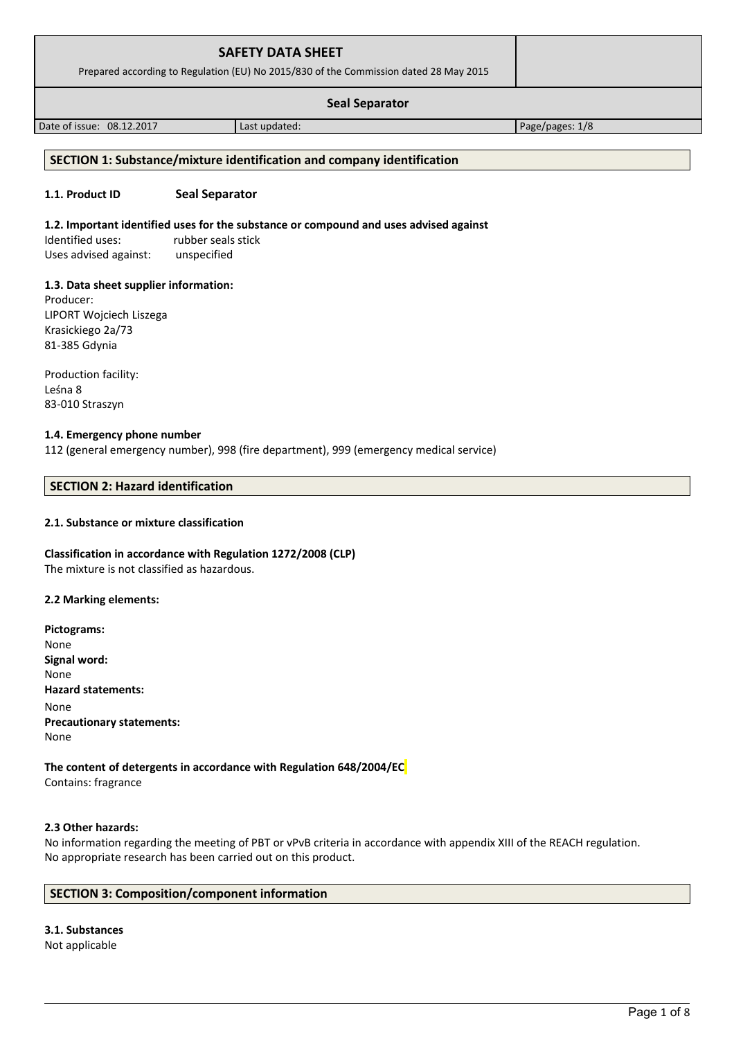| SAFETY DATA SHEET<br>Prepared according to Regulation (EU) No 2015/830 of the Commission dated 28 May 2015 | | |
| --- | --- | --- |
| **Seal Separator** | | |
| Date of issue: 08.12.2017 | Last updated: | Page/pages: 1/8 |

## SECTION 1: Substance/mixture identification and company identification

**1.1. Product ID** **Seal Separator**

**1.2. Important identified uses for the substance or compound and uses advised against**

Identified uses: rubber seals stick
Uses advised against: unspecified

**1.3. Data sheet supplier information:**

Producer:
LIPORT Wojciech Liszega
Krasickiego 2a/73
81-385 Gdynia

Production facility:
Leśna 8
83-010 Straszyn

**1.4. Emergency phone number**

112 (general emergency number), 998 (fire department), 999 (emergency medical service)

## SECTION 2: Hazard identification

**2.1. Substance or mixture classification**

**Classification in accordance with Regulation 1272/2008 (CLP)**
The mixture is not classified as hazardous.

**2.2 Marking elements:**

**Pictograms:**
None
**Signal word:**
None
**Hazard statements:**
None
**Precautionary statements:**
None

**The content of detergents in accordance with Regulation 648/2004/EC**
Contains: fragrance

**2.3 Other hazards:**

No information regarding the meeting of PBT or vPvB criteria in accordance with appendix XIII of the REACH regulation.
No appropriate research has been carried out on this product.

## SECTION 3: Composition/component information

**3.1. Substances**

Not applicable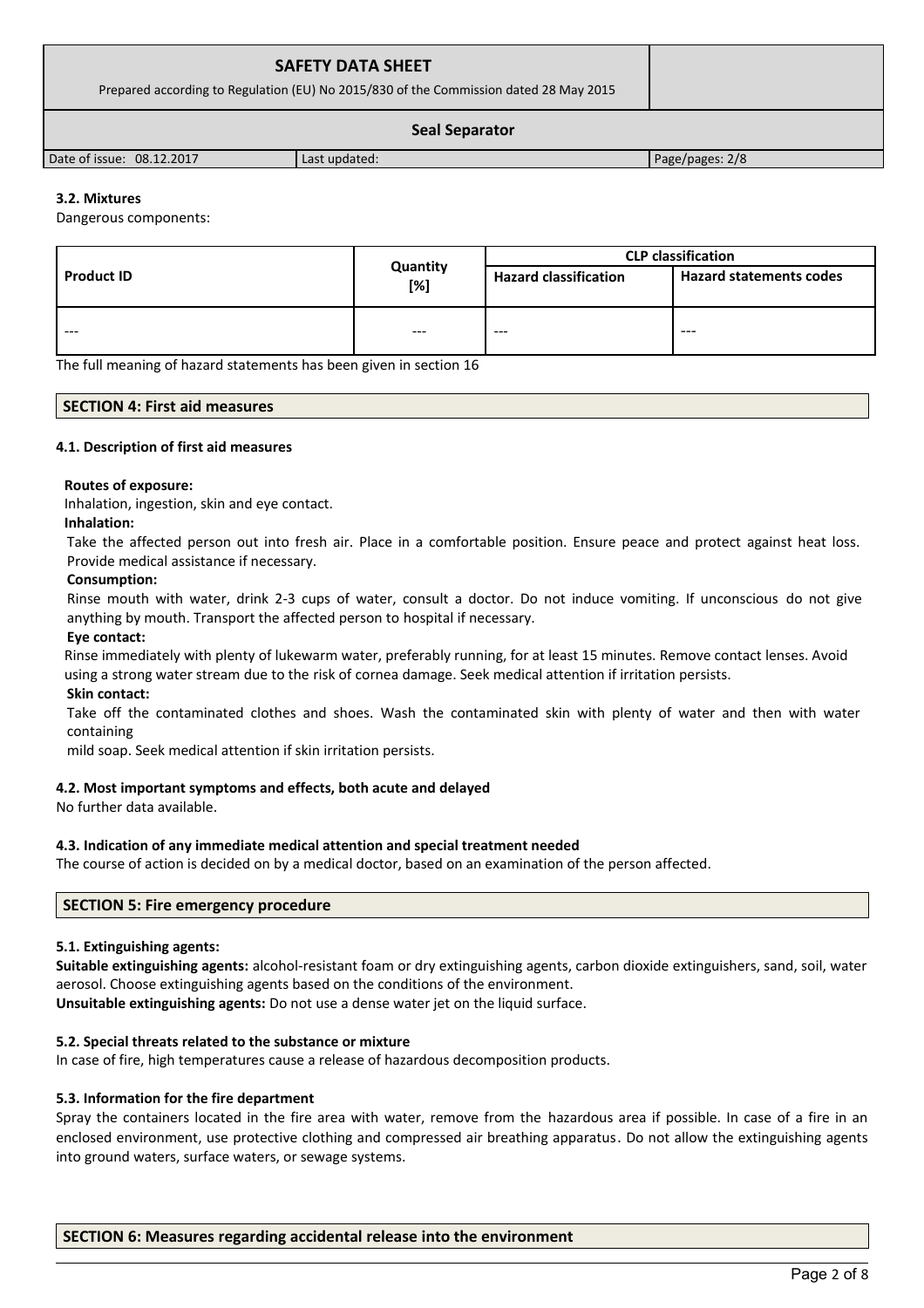### 3.2. Mixtures

Dangerous components:

| Product ID | Quantity [%] | CLP classification | |
|---|---|---|---|
| | | Hazard classification | Hazard statements codes |
| --- | --- | --- | --- |

The full meaning of hazard statements has been given in section 16

## SECTION 4: First aid measures

### 4.1. Description of first aid measures

**Routes of exposure:**

Inhalation, ingestion, skin and eye contact.

**Inhalation:**

Take the affected person out into fresh air. Place in a comfortable position. Ensure peace and protect against heat loss. Provide medical assistance if necessary.

**Consumption:**

Rinse mouth with water, drink 2-3 cups of water, consult a doctor. Do not induce vomiting. If unconscious do not give anything by mouth. Transport the affected person to hospital if necessary.

**Eye contact:**

Rinse immediately with plenty of lukewarm water, preferably running, for at least 15 minutes. Remove contact lenses. Avoid using a strong water stream due to the risk of cornea damage. Seek medical attention if irritation persists.

**Skin contact:**

Take off the contaminated clothes and shoes. Wash the contaminated skin with plenty of water and then with water containing

mild soap. Seek medical attention if skin irritation persists.

### 4.2. Most important symptoms and effects, both acute and delayed

No further data available.

### 4.3. Indication of any immediate medical attention and special treatment needed

The course of action is decided on by a medical doctor, based on an examination of the person affected.

## SECTION 5: Fire emergency procedure

### 5.1. Extinguishing agents:

**Suitable extinguishing agents:** alcohol-resistant foam or dry extinguishing agents, carbon dioxide extinguishers, sand, soil, water aerosol. Choose extinguishing agents based on the conditions of the environment.

**Unsuitable extinguishing agents:** Do not use a dense water jet on the liquid surface.

### 5.2. Special threats related to the substance or mixture

In case of fire, high temperatures cause a release of hazardous decomposition products.

### 5.3. Information for the fire department

Spray the containers located in the fire area with water, remove from the hazardous area if possible. In case of a fire in an enclosed environment, use protective clothing and compressed air breathing apparatus. Do not allow the extinguishing agents into ground waters, surface waters, or sewage systems.

## SECTION 6: Measures regarding accidental release into the environment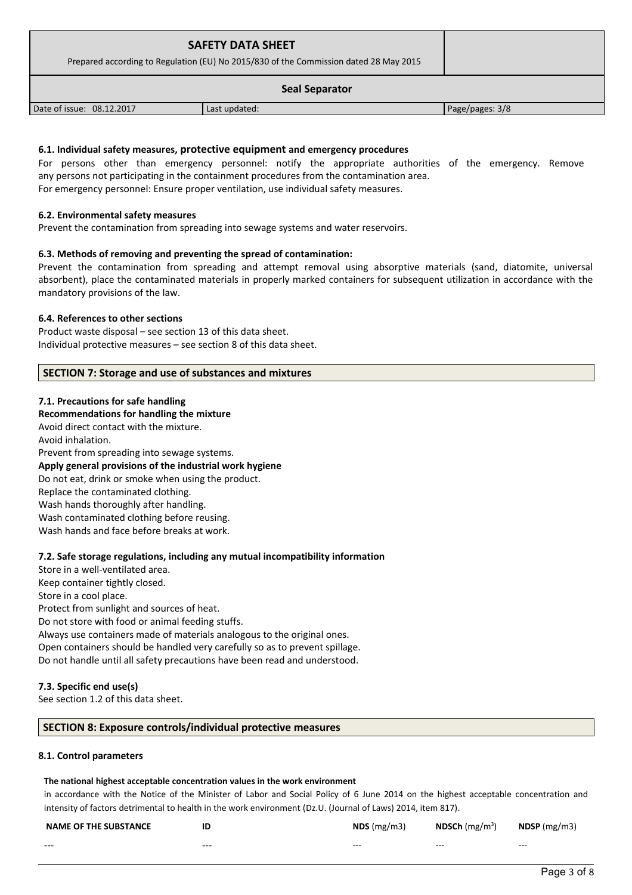### 6.1. Individual safety measures, protective equipment and emergency procedures

For persons other than emergency personnel: notify the appropriate authorities of the emergency. Remove any persons not participating in the containment procedures from the contamination area.
For emergency personnel: Ensure proper ventilation, use individual safety measures.

### 6.2. Environmental safety measures

Prevent the contamination from spreading into sewage systems and water reservoirs.

### 6.3. Methods of removing and preventing the spread of contamination:

Prevent the contamination from spreading and attempt removal using absorptive materials (sand, diatomite, universal absorbent), place the contaminated materials in properly marked containers for subsequent utilization in accordance with the mandatory provisions of the law.

### 6.4. References to other sections

Product waste disposal – see section 13 of this data sheet.
Individual protective measures – see section 8 of this data sheet.

## SECTION 7: Storage and use of substances and mixtures

### 7.1. Precautions for safe handling

**Recommendations for handling the mixture**

Avoid direct contact with the mixture.
Avoid inhalation.
Prevent from spreading into sewage systems.

**Apply general provisions of the industrial work hygiene**

Do not eat, drink or smoke when using the product.
Replace the contaminated clothing.
Wash hands thoroughly after handling.
Wash contaminated clothing before reusing.
Wash hands and face before breaks at work.

### 7.2. Safe storage regulations, including any mutual incompatibility information

Store in a well-ventilated area.
Keep container tightly closed.
Store in a cool place.
Protect from sunlight and sources of heat.
Do not store with food or animal feeding stuffs.
Always use containers made of materials analogous to the original ones.
Open containers should be handled very carefully so as to prevent spillage.
Do not handle until all safety precautions have been read and understood.

### 7.3. Specific end use(s)

See section 1.2 of this data sheet.

## SECTION 8: Exposure controls/individual protective measures

### 8.1. Control parameters

**The national highest acceptable concentration values in the work environment**

in accordance with the Notice of the Minister of Labor and Social Policy of 6 June 2014 on the highest acceptable concentration and intensity of factors detrimental to health in the work environment (Dz.U. (Journal of Laws) 2014, item 817).

| NAME OF THE SUBSTANCE | ID | NDS (mg/m3) | NDSCh (mg/m$^3$) | NDSP (mg/m3) |
|---|---|---|---|---|
| --- | --- | --- | --- | --- |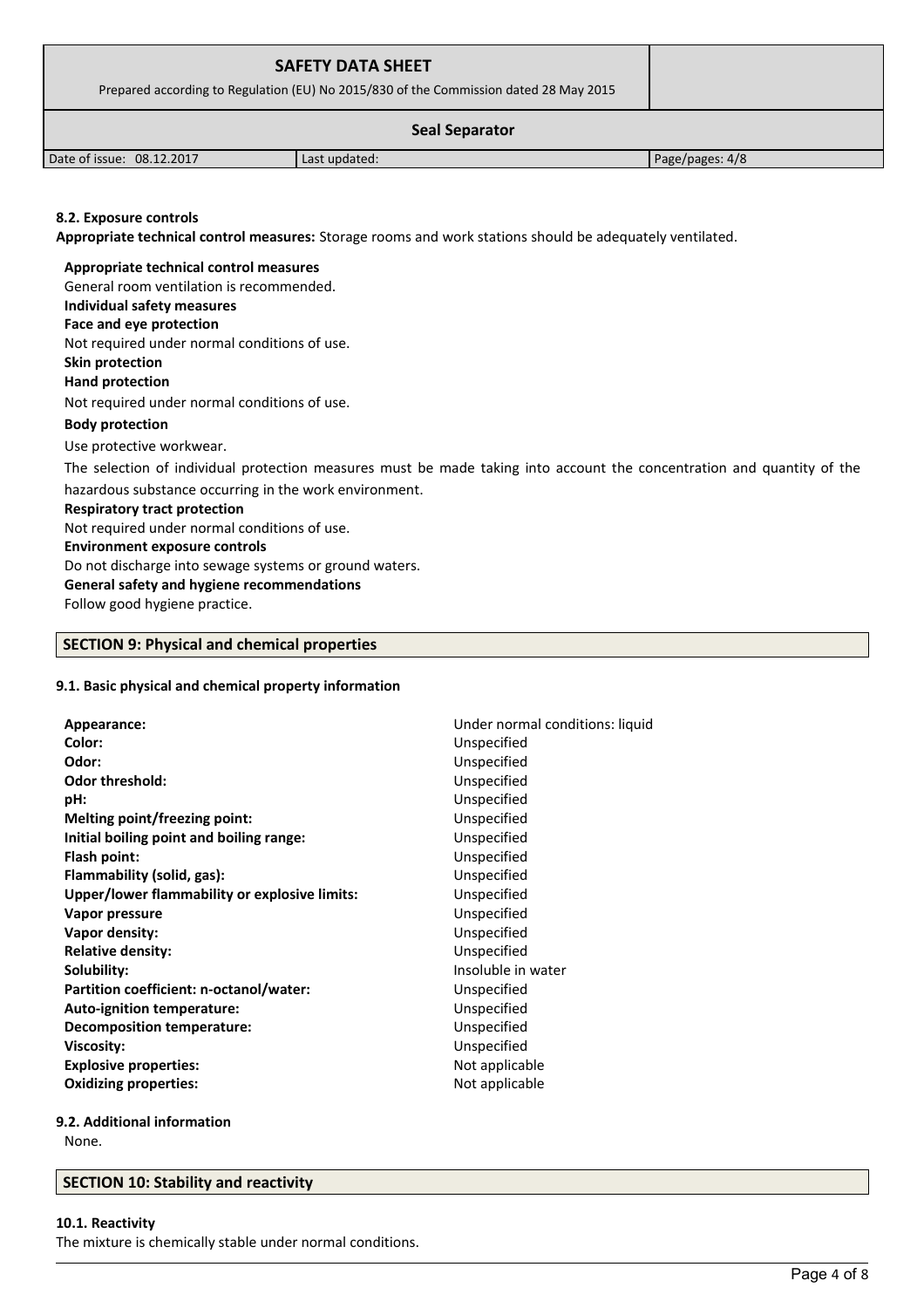#### 8.2. Exposure controls

**Appropriate technical control measures:** Storage rooms and work stations should be adequately ventilated.

**Appropriate technical control measures**

General room ventilation is recommended.

**Individual safety measures**

**Face and eye protection**

Not required under normal conditions of use.

**Skin protection**

**Hand protection**

Not required under normal conditions of use.

**Body protection**

Use protective workwear.

The selection of individual protection measures must be made taking into account the concentration and quantity of the hazardous substance occurring in the work environment.

**Respiratory tract protection**

Not required under normal conditions of use.

**Environment exposure controls**

Do not discharge into sewage systems or ground waters.

**General safety and hygiene recommendations**

Follow good hygiene practice.

## SECTION 9: Physical and chemical properties

#### 9.1. Basic physical and chemical property information

| | |
|---|---|
| **Appearance:** | Under normal conditions: liquid |
| **Color:** | Unspecified |
| **Odor:** | Unspecified |
| **Odor threshold:** | Unspecified |
| **pH:** | Unspecified |
| **Melting point/freezing point:** | Unspecified |
| **Initial boiling point and boiling range:** | Unspecified |
| **Flash point:** | Unspecified |
| **Flammability (solid, gas):** | Unspecified |
| **Upper/lower flammability or explosive limits:** | Unspecified |
| **Vapor pressure** | Unspecified |
| **Vapor density:** | Unspecified |
| **Relative density:** | Unspecified |
| **Solubility:** | Insoluble in water |
| **Partition coefficient: n-octanol/water:** | Unspecified |
| **Auto-ignition temperature:** | Unspecified |
| **Decomposition temperature:** | Unspecified |
| **Viscosity:** | Unspecified |
| **Explosive properties:** | Not applicable |
| **Oxidizing properties:** | Not applicable |

#### 9.2. Additional information

None.

## SECTION 10: Stability and reactivity

#### 10.1. Reactivity

The mixture is chemically stable under normal conditions.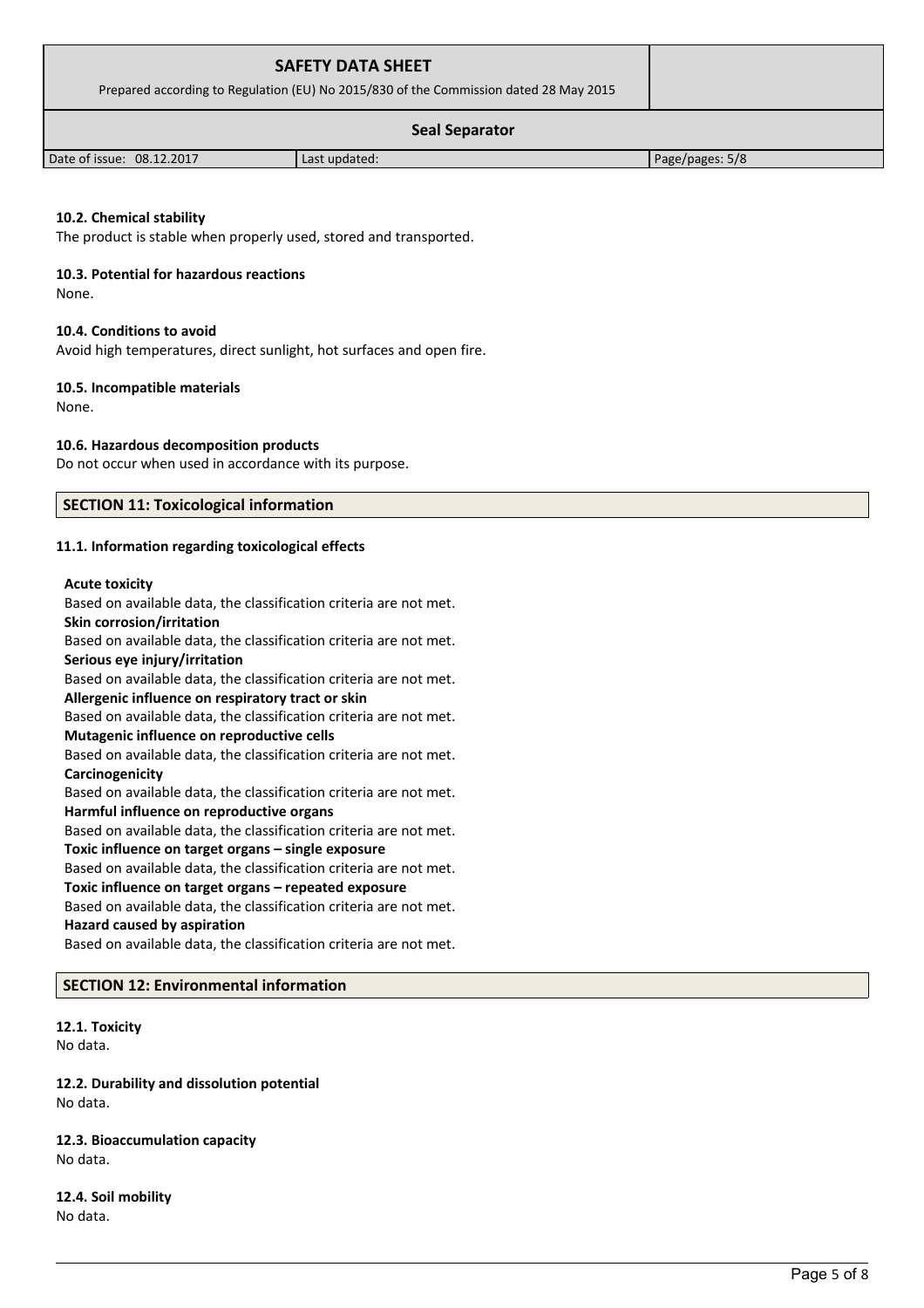#### 10.2. Chemical stability

The product is stable when properly used, stored and transported.

#### 10.3. Potential for hazardous reactions

None.

#### 10.4. Conditions to avoid

Avoid high temperatures, direct sunlight, hot surfaces and open fire.

#### 10.5. Incompatible materials

None.

#### 10.6. Hazardous decomposition products

Do not occur when used in accordance with its purpose.

## SECTION 11: Toxicological information

#### 11.1. Information regarding toxicological effects

**Acute toxicity**
Based on available data, the classification criteria are not met.
**Skin corrosion/irritation**
Based on available data, the classification criteria are not met.
**Serious eye injury/irritation**
Based on available data, the classification criteria are not met.
**Allergenic influence on respiratory tract or skin**
Based on available data, the classification criteria are not met.
**Mutagenic influence on reproductive cells**
Based on available data, the classification criteria are not met.
**Carcinogenicity**
Based on available data, the classification criteria are not met.
**Harmful influence on reproductive organs**
Based on available data, the classification criteria are not met.
**Toxic influence on target organs – single exposure**
Based on available data, the classification criteria are not met.
**Toxic influence on target organs – repeated exposure**
Based on available data, the classification criteria are not met.
**Hazard caused by aspiration**
Based on available data, the classification criteria are not met.

## SECTION 12: Environmental information

#### 12.1. Toxicity

No data.

#### 12.2. Durability and dissolution potential

No data.

#### 12.3. Bioaccumulation capacity

No data.

#### 12.4. Soil mobility

No data.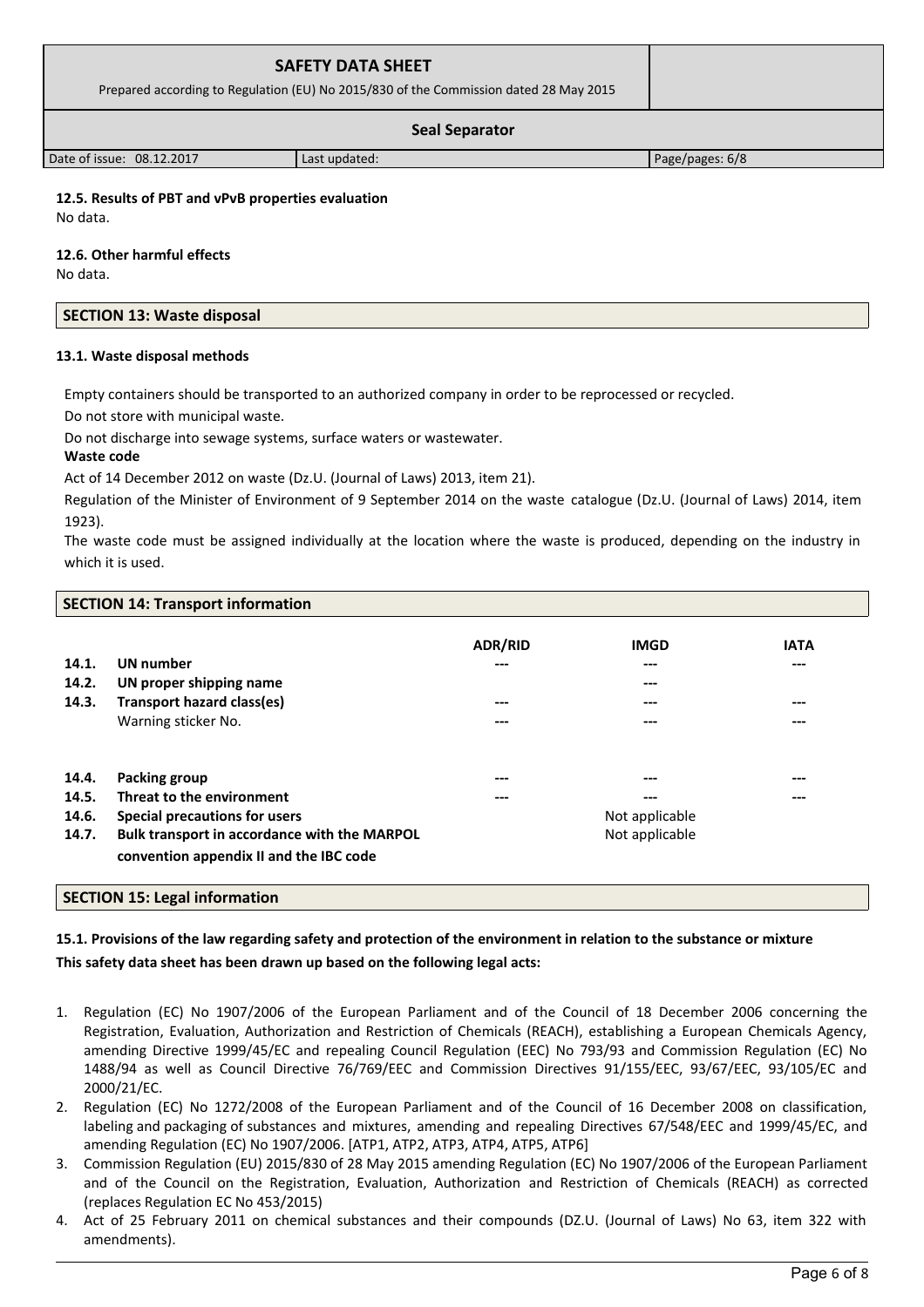**12.5. Results of PBT and vPvB properties evaluation**

No data.

**12.6. Other harmful effects**

No data.

## SECTION 13: Waste disposal

**13.1. Waste disposal methods**

Empty containers should be transported to an authorized company in order to be reprocessed or recycled.

Do not store with municipal waste.

Do not discharge into sewage systems, surface waters or wastewater.

**Waste code**

Act of 14 December 2012 on waste (Dz.U. (Journal of Laws) 2013, item 21).

Regulation of the Minister of Environment of 9 September 2014 on the waste catalogue (Dz.U. (Journal of Laws) 2014, item 1923).

The waste code must be assigned individually at the location where the waste is produced, depending on the industry in which it is used.

## SECTION 14: Transport information

| | | ADR/RID | IMGD | IATA |
|---|---|---|---|---|
| **14.1.** | **UN number** | --- | --- | --- |
| **14.2.** | **UN proper shipping name** | | --- | |
| **14.3.** | **Transport hazard class(es)** | --- | --- | --- |
| | Warning sticker No. | --- | --- | --- |
| **14.4.** | **Packing group** | --- | --- | --- |
| **14.5.** | **Threat to the environment** | --- | --- | --- |
| **14.6.** | **Special precautions for users** | | Not applicable | |
| **14.7.** | **Bulk transport in accordance with the MARPOL convention appendix II and the IBC code** | | Not applicable | |

## SECTION 15: Legal information

**15.1. Provisions of the law regarding safety and protection of the environment in relation to the substance or mixture**

**This safety data sheet has been drawn up based on the following legal acts:**

1. Regulation (EC) No 1907/2006 of the European Parliament and of the Council of 18 December 2006 concerning the Registration, Evaluation, Authorization and Restriction of Chemicals (REACH), establishing a European Chemicals Agency, amending Directive 1999/45/EC and repealing Council Regulation (EEC) No 793/93 and Commission Regulation (EC) No 1488/94 as well as Council Directive 76/769/EEC and Commission Directives 91/155/EEC, 93/67/EEC, 93/105/EC and 2000/21/EC.
2. Regulation (EC) No 1272/2008 of the European Parliament and of the Council of 16 December 2008 on classification, labeling and packaging of substances and mixtures, amending and repealing Directives 67/548/EEC and 1999/45/EC, and amending Regulation (EC) No 1907/2006. [ATP1, ATP2, ATP3, ATP4, ATP5, ATP6]
3. Commission Regulation (EU) 2015/830 of 28 May 2015 amending Regulation (EC) No 1907/2006 of the European Parliament and of the Council on the Registration, Evaluation, Authorization and Restriction of Chemicals (REACH) as corrected (replaces Regulation EC No 453/2015)
4. Act of 25 February 2011 on chemical substances and their compounds (DZ.U. (Journal of Laws) No 63, item 322 with amendments).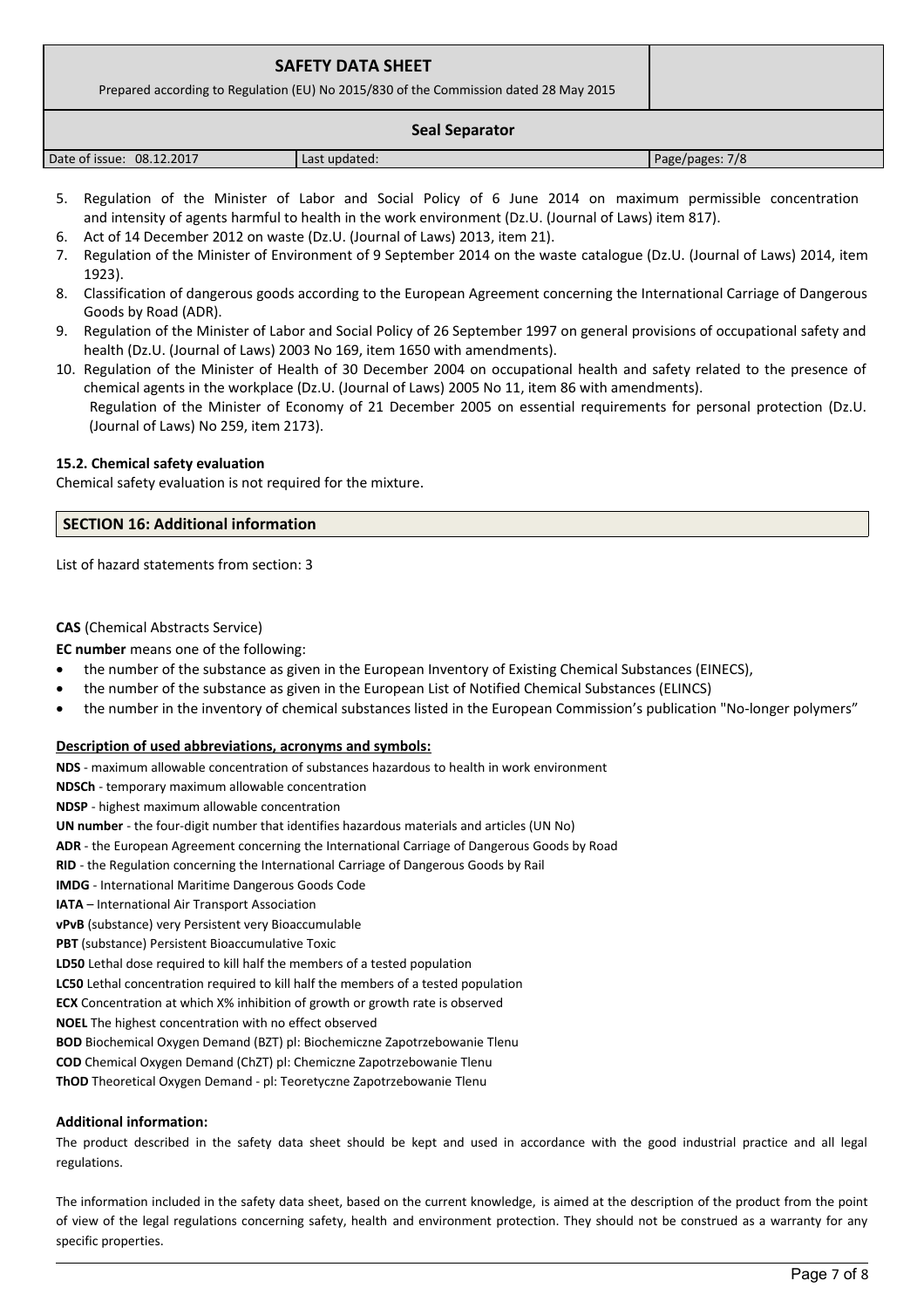5. Regulation of the Minister of Labor and Social Policy of 6 June 2014 on maximum permissible concentration and intensity of agents harmful to health in the work environment (Dz.U. (Journal of Laws) item 817).
6. Act of 14 December 2012 on waste (Dz.U. (Journal of Laws) 2013, item 21).
7. Regulation of the Minister of Environment of 9 September 2014 on the waste catalogue (Dz.U. (Journal of Laws) 2014, item 1923).
8. Classification of dangerous goods according to the European Agreement concerning the International Carriage of Dangerous Goods by Road (ADR).
9. Regulation of the Minister of Labor and Social Policy of 26 September 1997 on general provisions of occupational safety and health (Dz.U. (Journal of Laws) 2003 No 169, item 1650 with amendments).
10. Regulation of the Minister of Health of 30 December 2004 on occupational health and safety related to the presence of chemical agents in the workplace (Dz.U. (Journal of Laws) 2005 No 11, item 86 with amendments).
    Regulation of the Minister of Economy of 21 December 2005 on essential requirements for personal protection (Dz.U. (Journal of Laws) No 259, item 2173).

### 15.2. Chemical safety evaluation

Chemical safety evaluation is not required for the mixture.

## SECTION 16: Additional information

List of hazard statements from section: 3

**CAS** (Chemical Abstracts Service)

**EC number** means one of the following:

- the number of the substance as given in the European Inventory of Existing Chemical Substances (EINECS),
- the number of the substance as given in the European List of Notified Chemical Substances (ELINCS)
- the number in the inventory of chemical substances listed in the European Commission's publication "No-longer polymers"

**Description of used abbreviations, acronyms and symbols:**

**NDS** - maximum allowable concentration of substances hazardous to health in work environment
**NDSCh** - temporary maximum allowable concentration
**NDSP** - highest maximum allowable concentration
**UN number** - the four-digit number that identifies hazardous materials and articles (UN No)
**ADR** - the European Agreement concerning the International Carriage of Dangerous Goods by Road
**RID** - the Regulation concerning the International Carriage of Dangerous Goods by Rail
**IMDG** - International Maritime Dangerous Goods Code
**IATA** – International Air Transport Association
**vPvB** (substance) very Persistent very Bioaccumulable
**PBT** (substance) Persistent Bioaccumulative Toxic
**LD50** Lethal dose required to kill half the members of a tested population
**LC50** Lethal concentration required to kill half the members of a tested population
**ECX** Concentration at which X% inhibition of growth or growth rate is observed
**NOEL** The highest concentration with no effect observed
**BOD** Biochemical Oxygen Demand (BZT) pl: Biochemiczne Zapotrzebowanie Tlenu
**COD** Chemical Oxygen Demand (ChZT) pl: Chemiczne Zapotrzebowanie Tlenu
**ThOD** Theoretical Oxygen Demand - pl: Teoretyczne Zapotrzebowanie Tlenu

**Additional information:**

The product described in the safety data sheet should be kept and used in accordance with the good industrial practice and all legal regulations.

The information included in the safety data sheet, based on the current knowledge, is aimed at the description of the product from the point of view of the legal regulations concerning safety, health and environment protection. They should not be construed as a warranty for any specific properties.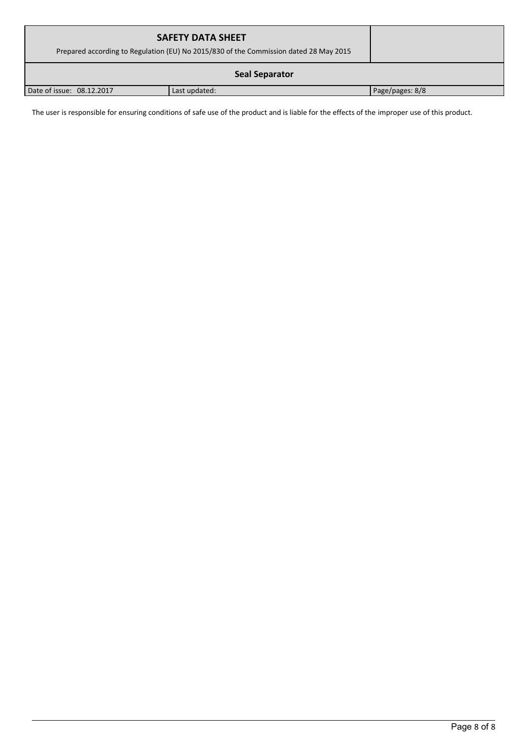The user is responsible for ensuring conditions of safe use of the product and is liable for the effects of the improper use of this product.